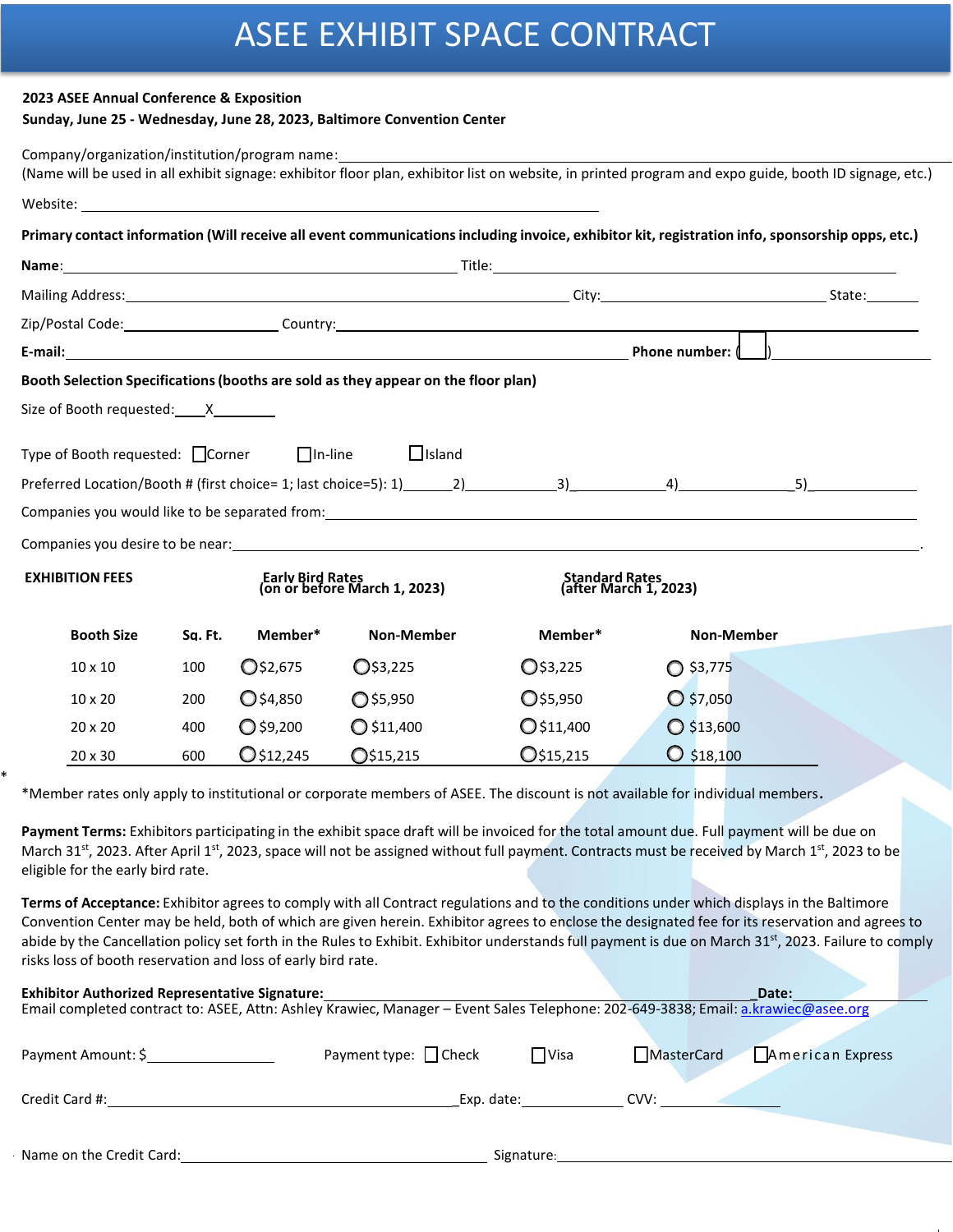# ASEE EXHIBIT SPACE CONTRACT

**2023 ASEE Annual Conference & Exposition**
**Sunday, June 25 - Wednesday, June 28, 2023, Baltimore Convention Center**

Company/organization/institution/program name:
(Name will be used in all exhibit signage: exhibitor floor plan, exhibitor list on website, in printed program and expo guide, booth ID signage, etc.)

Website:

**Primary contact information (Will receive all event communications including invoice, exhibitor kit, registration info, sponsorship opps, etc.)**

**Name:** Title:

Mailing Address: City: State:

Zip/Postal Code: Country:

**E-mail:** **Phone number:** ( )

**Booth Selection Specifications (booths are sold as they appear on the floor plan)**

Size of Booth requested: ____X____

Type of Booth requested: ☐ Corner ☐ In-line ☐ Island

Preferred Location/Booth # (first choice= 1; last choice=5): 1)______2)______3)______4)______5)______

Companies you would like to be separated from:

Companies you desire to be near:

| **EXHIBITION FEES** | | **Early Bird Rates (on or before March 1, 2023)** | | **Standard Rates (after March 1, 2023)** | |
|---|---|---|---|---|---|
| **Booth Size** | **Sq. Ft.** | **Member*** | **Non-Member** | **Member*** | **Non-Member** |
| 10 x 10 | 100 | ○ $2,675 | ○ $3,225 | ○ $3,225 | ○ $3,775 |
| 10 x 20 | 200 | ○ $4,850 | ○ $5,950 | ○ $5,950 | ○ $7,050 |
| 20 x 20 | 400 | ○ $9,200 | ○ $11,400 | ○ $11,400 | ○ $13,600 |
| 20 x 30 | 600 | ○ $12,245 | ○ $15,215 | ○ $15,215 | ○ $18,100 |

*Member rates only apply to institutional or corporate members of ASEE. The discount is not available for individual members.

**Payment Terms:** Exhibitors participating in the exhibit space draft will be invoiced for the total amount due. Full payment will be due on March 31st, 2023. After April 1st, 2023, space will not be assigned without full payment. Contracts must be received by March 1st, 2023 to be eligible for the early bird rate.

**Terms of Acceptance:** Exhibitor agrees to comply with all Contract regulations and to the conditions under which displays in the Baltimore Convention Center may be held, both of which are given herein. Exhibitor agrees to enclose the designated fee for its reservation and agrees to abide by the Cancellation policy set forth in the Rules to Exhibit. Exhibitor understands full payment is due on March 31st, 2023. Failure to comply risks loss of booth reservation and loss of early bird rate.

**Exhibitor Authorized Representative Signature:** **Date:**
Email completed contract to: ASEE, Attn: Ashley Krawiec, Manager – Event Sales Telephone: 202-649-3838; Email: a.krawiec@asee.org

Payment Amount: $ Payment type: ☐ Check ☐ Visa ☐ MasterCard ☐ American Express

Credit Card #: Exp. date: CVV:

Name on the Credit Card: Signature: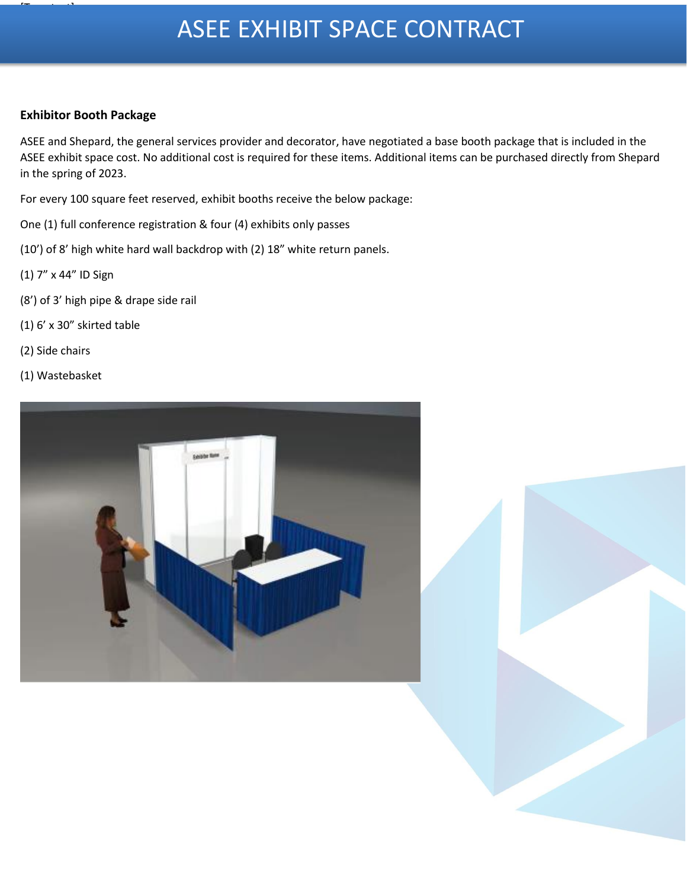# ASEE EXHIBIT SPACE CONTRACT

**Exhibitor Booth Package**

ASEE and Shepard, the general services provider and decorator, have negotiated a base booth package that is included in the ASEE exhibit space cost. No additional cost is required for these items. Additional items can be purchased directly from Shepard in the spring of 2023.

For every 100 square feet reserved, exhibit booths receive the below package:

One (1) full conference registration & four (4) exhibits only passes

(10') of 8' high white hard wall backdrop with (2) 18" white return panels.

(1) 7" x 44" ID Sign

(8') of 3' high pipe & drape side rail

(1) 6' x 30" skirted table

(2) Side chairs

(1) Wastebasket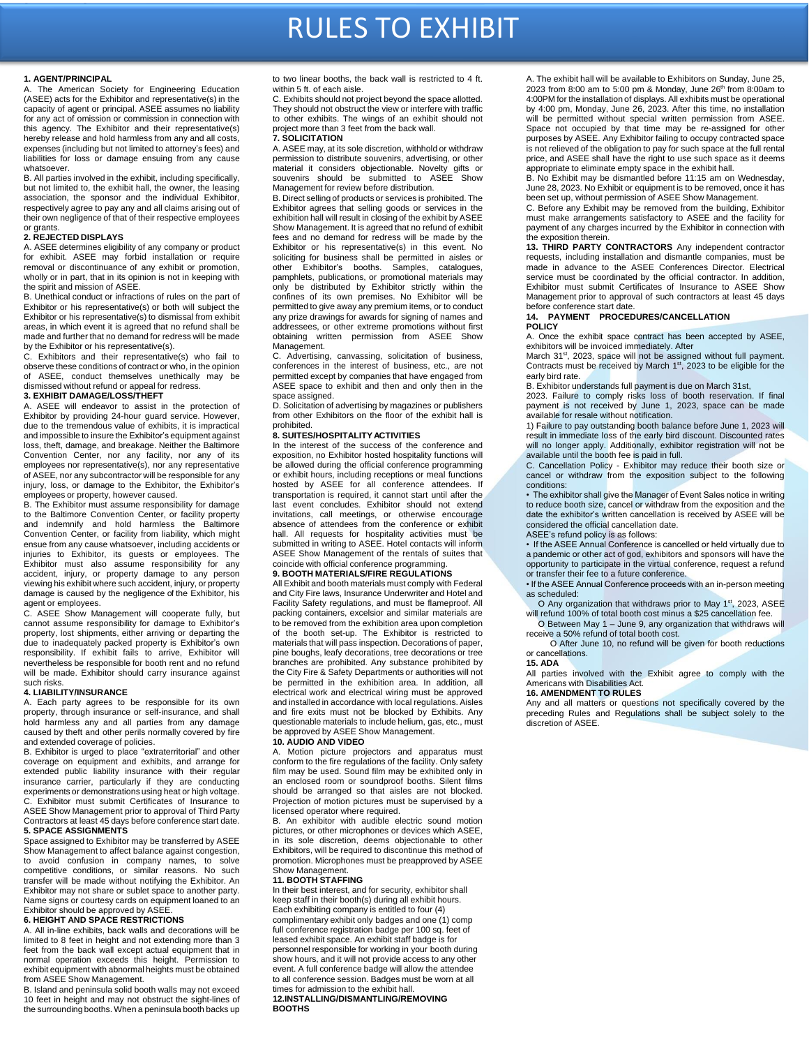# RULES TO EXHIBIT

**1. AGENT/PRINCIPAL**

A. The American Society for Engineering Education (ASEE) acts for the Exhibitor and representative(s) in the capacity of agent or principal. ASEE assumes no liability for any act of omission or commission in connection with this agency. The Exhibitor and their representative(s) hereby release and hold harmless from any and all costs, expenses (including but not limited to attorney's fees) and liabilities for loss or damage ensuing from any cause whatsoever.

B. All parties involved in the exhibit, including specifically, but not limited to, the exhibit hall, the owner, the leasing association, the sponsor and the individual Exhibitor, respectively agree to pay any and all claims arising out of their own negligence of that of their respective employees or grants.

**2. REJECTED DISPLAYS**

A. ASEE determines eligibility of any company or product for exhibit. ASEE may forbid installation or require removal or discontinuance of any exhibit or promotion, wholly or in part, that in its opinion is not in keeping with the spirit and mission of ASEE.

B. Unethical conduct or infractions of rules on the part of Exhibitor or his representative(s) or both will subject the Exhibitor or his representative(s) to dismissal from exhibit areas, in which event it is agreed that no refund shall be made and further that no demand for redress will be made by the Exhibitor or his representative(s).

C. Exhibitors and their representative(s) who fail to observe these conditions of contract or who, in the opinion of ASEE, conduct themselves unethically may be dismissed without refund or appeal for redress.

**3. EXHIBIT DAMAGE/LOSS/THEFT**

A. ASEE will endeavor to assist in the protection of Exhibitor by providing 24-hour guard service. However, due to the tremendous value of exhibits, it is impractical and impossible to insure the Exhibitor's equipment against loss, theft, damage, and breakage. Neither the Baltimore Convention Center, nor any facility, nor any of its employees nor representative(s), nor any representative of ASEE, nor any subcontractor will be responsible for any injury, loss, or damage to the Exhibitor, the Exhibitor's employees or property, however caused.

B. The Exhibitor must assume responsibility for damage to the Baltimore Convention Center, or facility property and indemnify and hold harmless the Baltimore Convention Center, or facility from liability, which might ensue from any cause whatsoever, including accidents or injuries to Exhibitor, its guests or employees. The Exhibitor must also assume responsibility for any accident, injury, or property damage to any person viewing his exhibit where such accident, injury, or property damage is caused by the negligence of the Exhibitor, his agent or employees.

C. ASEE Show Management will cooperate fully, but cannot assume responsibility for damage to Exhibitor's property, lost shipments, either arriving or departing the due to inadequately packed property is Exhibitor's own responsibility. If exhibit fails to arrive, Exhibitor will nevertheless be responsible for booth rent and no refund will be made. Exhibitor should carry insurance against such risks.

**4. LIABILITY/INSURANCE**

A. Each party agrees to be responsible for its own property, through insurance or self-insurance, and shall hold harmless any and all parties from any damage caused by theft and other perils normally covered by fire and extended coverage of policies.

B. Exhibitor is urged to place "extraterritorial" and other coverage on equipment and exhibits, and arrange for extended public liability insurance with their regular insurance carrier, particularly if they are conducting experiments or demonstrations using heat or high voltage.

C. Exhibitor must submit Certificates of Insurance to ASEE Show Management prior to approval of Third Party Contractors at least 45 days before conference start date.

**5. SPACE ASSIGNMENTS**

Space assigned to Exhibitor may be transferred by ASEE Show Management to affect balance against congestion, to avoid confusion in company names, to solve competitive conditions, or similar reasons. No such transfer will be made without notifying the Exhibitor. An Exhibitor may not share or sublet space to another party. Name signs or courtesy cards on equipment loaned to an Exhibitor should be approved by ASEE.

**6. HEIGHT AND SPACE RESTRICTIONS**

A. All in-line exhibits, back walls and decorations will be limited to 8 feet in height and not extending more than 3 feet from the back wall except actual equipment that in normal operation exceeds this height. Permission to exhibit equipment with abnormal heights must be obtained from ASEE Show Management.

B. Island and peninsula solid booth walls may not exceed 10 feet in height and may not obstruct the sight-lines of the surrounding booths. When a peninsula booth backs up to two linear booths, the back wall is restricted to 4 ft. within 5 ft. of each aisle.

C. Exhibits should not project beyond the space allotted. They should not obstruct the view or interfere with traffic to other exhibits. The wings of an exhibit should not project more than 3 feet from the back wall.

**7. SOLICITATION**

A. ASEE may, at its sole discretion, withhold or withdraw permission to distribute souvenirs, advertising, or other material it considers objectionable. Novelty gifts or souvenirs should be submitted to ASEE Show Management for review before distribution.

B. Direct selling of products or services is prohibited. The Exhibitor agrees that selling goods or services in the exhibition hall will result in closing of the exhibit by ASEE Show Management. It is agreed that no refund of exhibit fees and no demand for redress will be made by the Exhibitor or his representative(s) in this event. No soliciting for business shall be permitted in aisles or other Exhibitor's booths. Samples, catalogues, pamphlets, publications, or promotional materials may only be distributed by Exhibitor strictly within the confines of its own premises. No Exhibitor will be permitted to give away any premium items, or to conduct any prize drawings for awards for signing of names and addressees, or other extreme promotions without first obtaining written permission from ASEE Show Management.

C. Advertising, canvassing, solicitation of business, conferences in the interest of business, etc., are not permitted except by companies that have engaged from ASEE space to exhibit and then and only then in the space assigned.

D. Solicitation of advertising by magazines or publishers from other Exhibitors on the floor of the exhibit hall is prohibited.

**8. SUITES/HOSPITALITY ACTIVITIES**

In the interest of the success of the conference and exposition, no Exhibitor hosted hospitality functions will be allowed during the official conference programming or exhibit hours, including receptions or meal functions hosted by ASEE for all conference attendees. If transportation is required, it cannot start until after the last event concludes. Exhibitor should not extend invitations, call meetings, or otherwise encourage absence of attendees from the conference or exhibit hall. All requests for hospitality activities must be submitted in writing to ASEE. Hotel contacts will inform ASEE Show Management of the rentals of suites that coincide with official conference programming.

**9. BOOTH MATERIALS/FIRE REGULATIONS**

All Exhibit and booth materials must comply with Federal and City Fire laws, Insurance Underwriter and Hotel and Facility Safety regulations, and must be flameproof. All packing containers, excelsior and similar materials are to be removed from the exhibition area upon completion of the booth set-up. The Exhibitor is restricted to materials that will pass inspection. Decorations of paper, pine boughs, leafy decorations, tree decorations or tree branches are prohibited. Any substance prohibited by the City Fire & Safety Departments or authorities will not be permitted in the exhibition area. In addition, all electrical work and electrical wiring must be approved and installed in accordance with local regulations. Aisles and fire exits must not be blocked by Exhibits. Any questionable materials to include helium, gas, etc., must be approved by ASEE Show Management.

**10. AUDIO AND VIDEO**

A. Motion picture projectors and apparatus must conform to the fire regulations of the facility. Only safety film may be used. Sound film may be exhibited only in an enclosed room or soundproof booths. Silent films should be arranged so that aisles are not blocked. Projection of motion pictures must be supervised by a licensed operator where required.

B. An exhibitor with audible electric sound motion pictures, or other microphones or devices which ASEE, in its sole discretion, deems objectionable to other Exhibitors, will be required to discontinue this method of promotion. Microphones must be preapproved by ASEE Show Management.

**11. BOOTH STAFFING**

In their best interest, and for security, exhibitor shall keep staff in their booth(s) during all exhibit hours. Each exhibiting company is entitled to four (4) complimentary exhibit only badges and one (1) comp full conference registration badge per 100 sq. feet of leased exhibit space. An exhibit staff badge is for personnel responsible for working in your booth during show hours, and it will not provide access to any other event. A full conference badge will allow the attendee to all conference session. Badges must be worn at all times for admission to the exhibit hall.

**12.INSTALLING/DISMANTLING/REMOVING BOOTHS**

A. The exhibit hall will be available to Exhibitors on Sunday, June 25, 2023 from 8:00 am to 5:00 pm & Monday, June 26th from 8:00am to 4:00PM for the installation of displays. All exhibits must be operational by 4:00 pm, Monday, June 26, 2023. After this time, no installation will be permitted without special written permission from ASEE. Space not occupied by that time may be re-assigned for other purposes by ASEE. Any Exhibitor failing to occupy contracted space is not relieved of the obligation to pay for such space at the full rental price, and ASEE shall have the right to use such space as it deems appropriate to eliminate empty space in the exhibit hall.

B. No Exhibit may be dismantled before 11:15 am on Wednesday, June 28, 2023. No Exhibit or equipment is to be removed, once it has been set up, without permission of ASEE Show Management.

C. Before any Exhibit may be removed from the building, Exhibitor must make arrangements satisfactory to ASEE and the facility for payment of any charges incurred by the Exhibitor in connection with the exposition therein.

**13. THIRD PARTY CONTRACTORS** Any independent contractor requests, including installation and dismantle companies, must be made in advance to the ASEE Conferences Director. Electrical service must be coordinated by the official contractor. In addition, Exhibitor must submit Certificates of Insurance to ASEE Show Management prior to approval of such contractors at least 45 days before conference start date.

**14. PAYMENT PROCEDURES/CANCELLATION POLICY**

A. Once the exhibit space contract has been accepted by ASEE, exhibitors will be invoiced immediately. After March 31st, 2023, space will not be assigned without full payment. Contracts must be received by March 1st, 2023 to be eligible for the early bird rate.

B. Exhibitor understands full payment is due on March 31st, 2023. Failure to comply risks loss of booth reservation. If final payment is not received by June 1, 2023, space can be made available for resale without notification.

1) Failure to pay outstanding booth balance before June 1, 2023 will result in immediate loss of the early bird discount. Discounted rates will no longer apply. Additionally, exhibitor registration will not be available until the booth fee is paid in full.

C. Cancellation Policy - Exhibitor may reduce their booth size or cancel or withdraw from the exposition subject to the following conditions:

- The exhibitor shall give the Manager of Event Sales notice in writing to reduce booth size, cancel or withdraw from the exposition and the date the exhibitor's written cancellation is received by ASEE will be considered the official cancellation date.

ASEE's refund policy is as follows:

- If the ASEE Annual Conference is cancelled or held virtually due to a pandemic or other act of god, exhibitors and sponsors will have the opportunity to participate in the virtual conference, request a refund or transfer their fee to a future conference.
- If the ASEE Annual Conference proceeds with an in-person meeting as scheduled:
  - Any organization that withdraws prior to May 1st, 2023, ASEE will refund 100% of total booth cost minus a $25 cancellation fee.
  - Between May 1 – June 9, any organization that withdraws will receive a 50% refund of total booth cost.
  - After June 10, no refund will be given for booth reductions or cancellations.

**15. ADA**

All parties involved with the Exhibit agree to comply with the Americans with Disabilities Act.

**16. AMENDMENT TO RULES**

Any and all matters or questions not specifically covered by the preceding Rules and Regulations shall be subject solely to the discretion of ASEE.